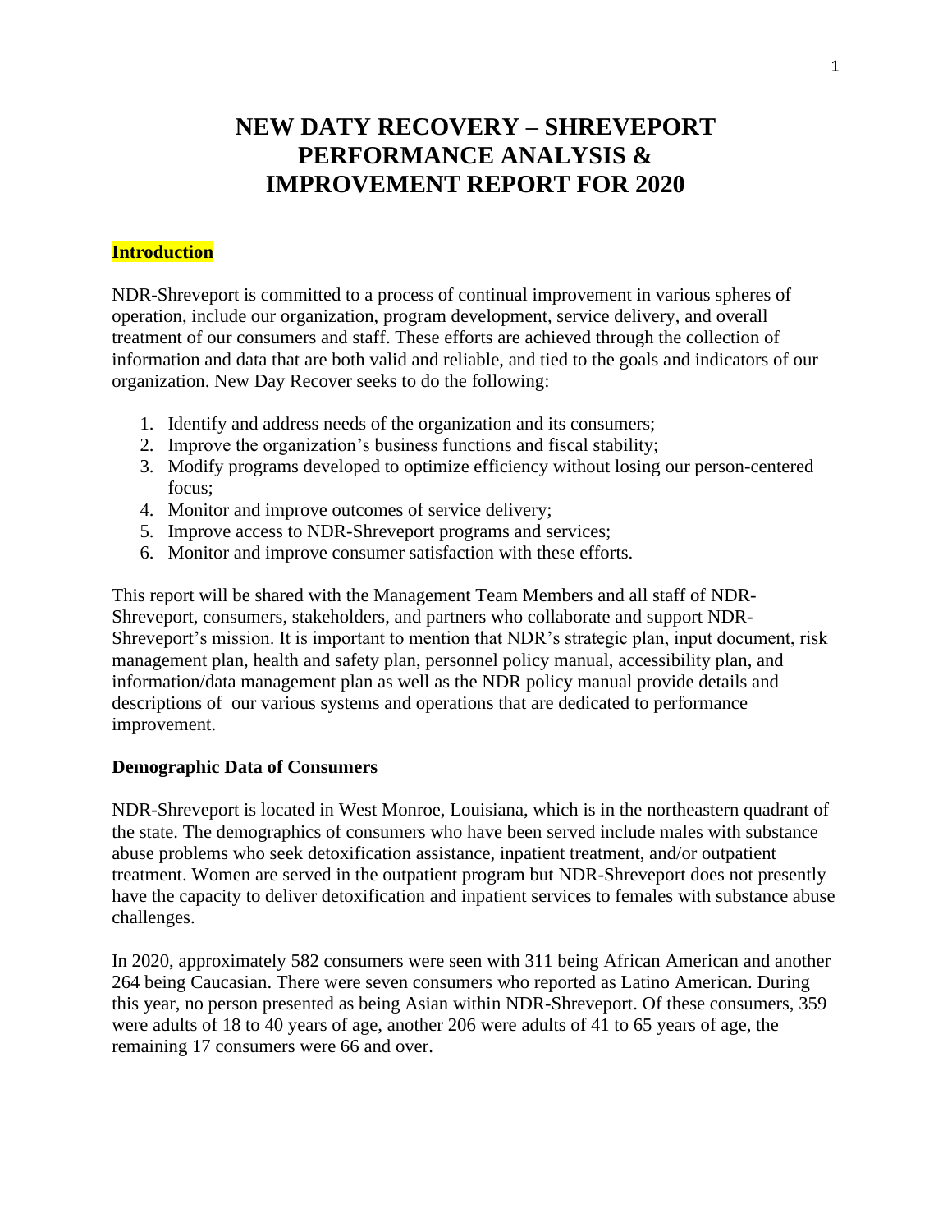# NEW DATY RECOVERY – SHREVEPORT PERFORMANCE ANALYSIS & IMPROVEMENT REPORT FOR 2020

## Introduction

NDR-Shreveport is committed to a process of continual improvement in various spheres of operation, include our organization, program development, service delivery, and overall treatment of our consumers and staff. These efforts are achieved through the collection of information and data that are both valid and reliable, and tied to the goals and indicators of our organization. New Day Recover seeks to do the following:

1. Identify and address needs of the organization and its consumers;
2. Improve the organization's business functions and fiscal stability;
3. Modify programs developed to optimize efficiency without losing our person-centered focus;
4. Monitor and improve outcomes of service delivery;
5. Improve access to NDR-Shreveport programs and services;
6. Monitor and improve consumer satisfaction with these efforts.

This report will be shared with the Management Team Members and all staff of NDR-Shreveport, consumers, stakeholders, and partners who collaborate and support NDR-Shreveport's mission. It is important to mention that NDR's strategic plan, input document, risk management plan, health and safety plan, personnel policy manual, accessibility plan, and information/data management plan as well as the NDR policy manual provide details and descriptions of our various systems and operations that are dedicated to performance improvement.

## Demographic Data of Consumers

NDR-Shreveport is located in West Monroe, Louisiana, which is in the northeastern quadrant of the state. The demographics of consumers who have been served include males with substance abuse problems who seek detoxification assistance, inpatient treatment, and/or outpatient treatment. Women are served in the outpatient program but NDR-Shreveport does not presently have the capacity to deliver detoxification and inpatient services to females with substance abuse challenges.

In 2020, approximately 582 consumers were seen with 311 being African American and another 264 being Caucasian. There were seven consumers who reported as Latino American. During this year, no person presented as being Asian within NDR-Shreveport. Of these consumers, 359 were adults of 18 to 40 years of age, another 206 were adults of 41 to 65 years of age, the remaining 17 consumers were 66 and over.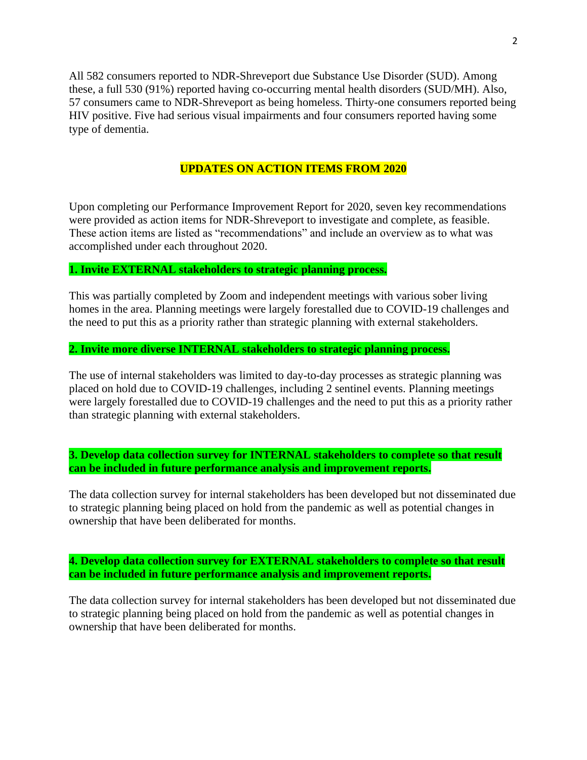All 582 consumers reported to NDR-Shreveport due Substance Use Disorder (SUD). Among these, a full 530 (91%) reported having co-occurring mental health disorders (SUD/MH). Also, 57 consumers came to NDR-Shreveport as being homeless. Thirty-one consumers reported being HIV positive. Five had serious visual impairments and four consumers reported having some type of dementia.

## UPDATES ON ACTION ITEMS FROM 2020

Upon completing our Performance Improvement Report for 2020, seven key recommendations were provided as action items for NDR-Shreveport to investigate and complete, as feasible. These action items are listed as "recommendations" and include an overview as to what was accomplished under each throughout 2020.

**1. Invite EXTERNAL stakeholders to strategic planning process.**

This was partially completed by Zoom and independent meetings with various sober living homes in the area. Planning meetings were largely forestalled due to COVID-19 challenges and the need to put this as a priority rather than strategic planning with external stakeholders.

**2. Invite more diverse INTERNAL stakeholders to strategic planning process.**

The use of internal stakeholders was limited to day-to-day processes as strategic planning was placed on hold due to COVID-19 challenges, including 2 sentinel events. Planning meetings were largely forestalled due to COVID-19 challenges and the need to put this as a priority rather than strategic planning with external stakeholders.

**3. Develop data collection survey for INTERNAL stakeholders to complete so that result can be included in future performance analysis and improvement reports.**

The data collection survey for internal stakeholders has been developed but not disseminated due to strategic planning being placed on hold from the pandemic as well as potential changes in ownership that have been deliberated for months.

**4. Develop data collection survey for EXTERNAL stakeholders to complete so that result can be included in future performance analysis and improvement reports.**

The data collection survey for internal stakeholders has been developed but not disseminated due to strategic planning being placed on hold from the pandemic as well as potential changes in ownership that have been deliberated for months.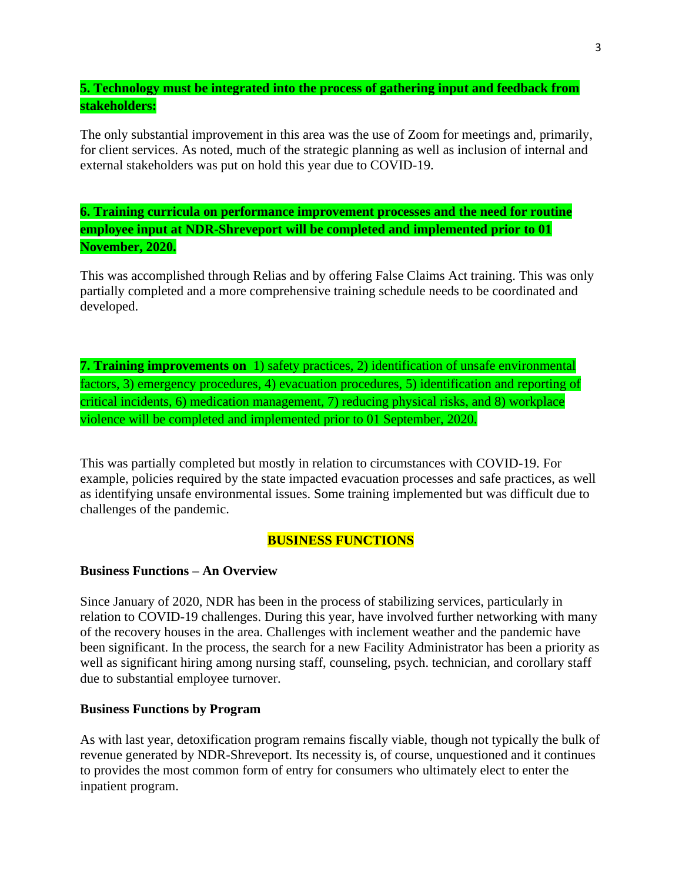**5. Technology must be integrated into the process of gathering input and feedback from stakeholders:**

The only substantial improvement in this area was the use of Zoom for meetings and, primarily, for client services. As noted, much of the strategic planning as well as inclusion of internal and external stakeholders was put on hold this year due to COVID-19.

**6. Training curricula on performance improvement processes and the need for routine employee input at NDR-Shreveport will be completed and implemented prior to 01 November, 2020.**

This was accomplished through Relias and by offering False Claims Act training. This was only partially completed and a more comprehensive training schedule needs to be coordinated and developed.

**7. Training improvements on** 1) safety practices, 2) identification of unsafe environmental factors, 3) emergency procedures, 4) evacuation procedures, 5) identification and reporting of critical incidents, 6) medication management, 7) reducing physical risks, and 8) workplace violence will be completed and implemented prior to 01 September, 2020.

This was partially completed but mostly in relation to circumstances with COVID-19. For example, policies required by the state impacted evacuation processes and safe practices, as well as identifying unsafe environmental issues. Some training implemented but was difficult due to challenges of the pandemic.

## BUSINESS FUNCTIONS

### Business Functions – An Overview

Since January of 2020, NDR has been in the process of stabilizing services, particularly in relation to COVID-19 challenges. During this year, have involved further networking with many of the recovery houses in the area. Challenges with inclement weather and the pandemic have been significant. In the process, the search for a new Facility Administrator has been a priority as well as significant hiring among nursing staff, counseling, psych. technician, and corollary staff due to substantial employee turnover.

### Business Functions by Program

As with last year, detoxification program remains fiscally viable, though not typically the bulk of revenue generated by NDR-Shreveport. Its necessity is, of course, unquestioned and it continues to provides the most common form of entry for consumers who ultimately elect to enter the inpatient program.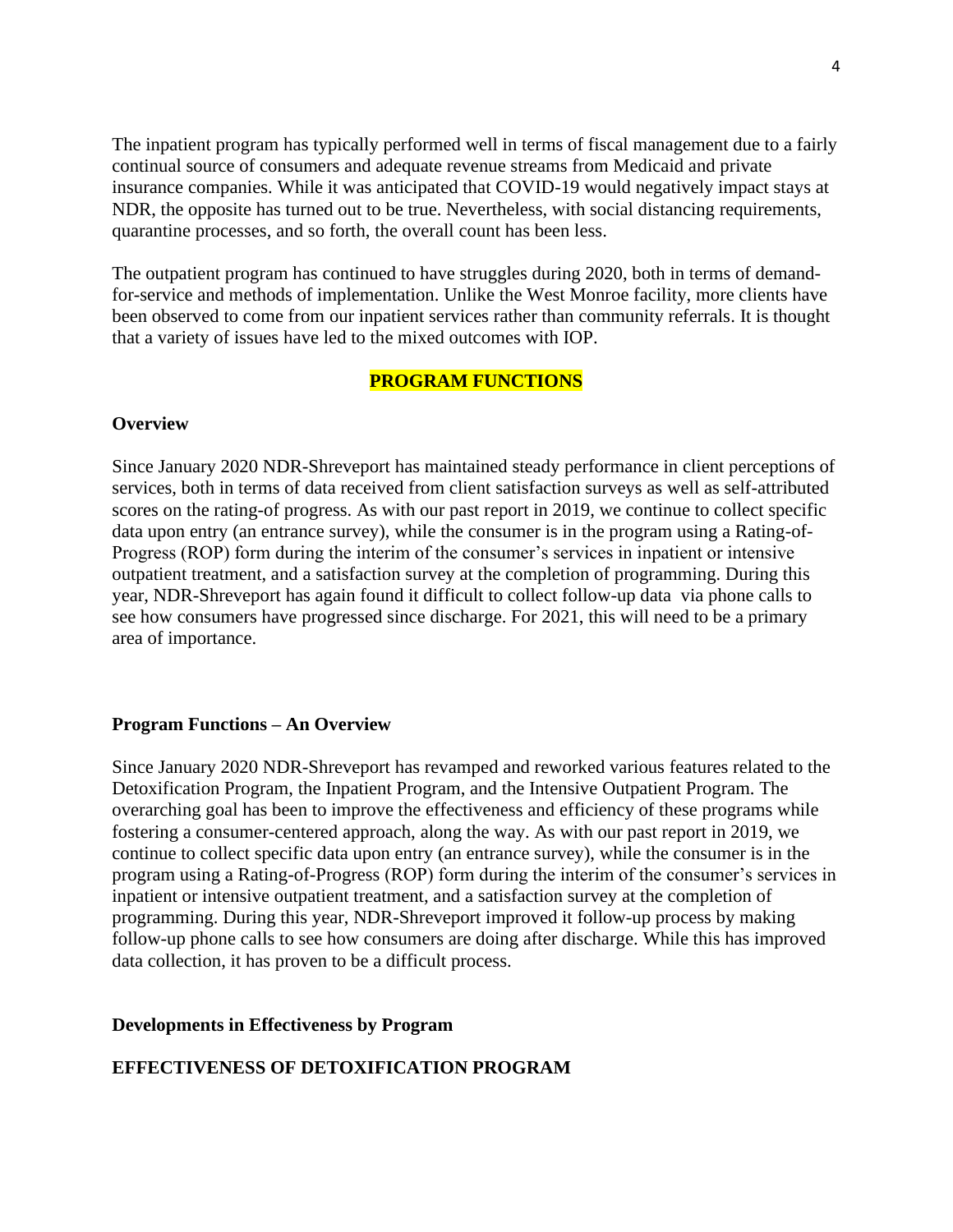The inpatient program has typically performed well in terms of fiscal management due to a fairly continual source of consumers and adequate revenue streams from Medicaid and private insurance companies. While it was anticipated that COVID-19 would negatively impact stays at NDR, the opposite has turned out to be true. Nevertheless, with social distancing requirements, quarantine processes, and so forth, the overall count has been less.

The outpatient program has continued to have struggles during 2020, both in terms of demand-for-service and methods of implementation. Unlike the West Monroe facility, more clients have been observed to come from our inpatient services rather than community referrals. It is thought that a variety of issues have led to the mixed outcomes with IOP.

## PROGRAM FUNCTIONS

### Overview

Since January 2020 NDR-Shreveport has maintained steady performance in client perceptions of services, both in terms of data received from client satisfaction surveys as well as self-attributed scores on the rating-of-progress. As with our past report in 2019, we continue to collect specific data upon entry (an entrance survey), while the consumer is in the program using a Rating-of-Progress (ROP) form during the interim of the consumer's services in inpatient or intensive outpatient treatment, and a satisfaction survey at the completion of programming. During this year, NDR-Shreveport has again found it difficult to collect follow-up data via phone calls to see how consumers have progressed since discharge. For 2021, this will need to be a primary area of importance.

### Program Functions – An Overview

Since January 2020 NDR-Shreveport has revamped and reworked various features related to the Detoxification Program, the Inpatient Program, and the Intensive Outpatient Program. The overarching goal has been to improve the effectiveness and efficiency of these programs while fostering a consumer-centered approach, along the way. As with our past report in 2019, we continue to collect specific data upon entry (an entrance survey), while the consumer is in the program using a Rating-of-Progress (ROP) form during the interim of the consumer's services in inpatient or intensive outpatient treatment, and a satisfaction survey at the completion of programming. During this year, NDR-Shreveport improved it follow-up process by making follow-up phone calls to see how consumers are doing after discharge. While this has improved data collection, it has proven to be a difficult process.

### Developments in Effectiveness by Program

### EFFECTIVENESS OF DETOXIFICATION PROGRAM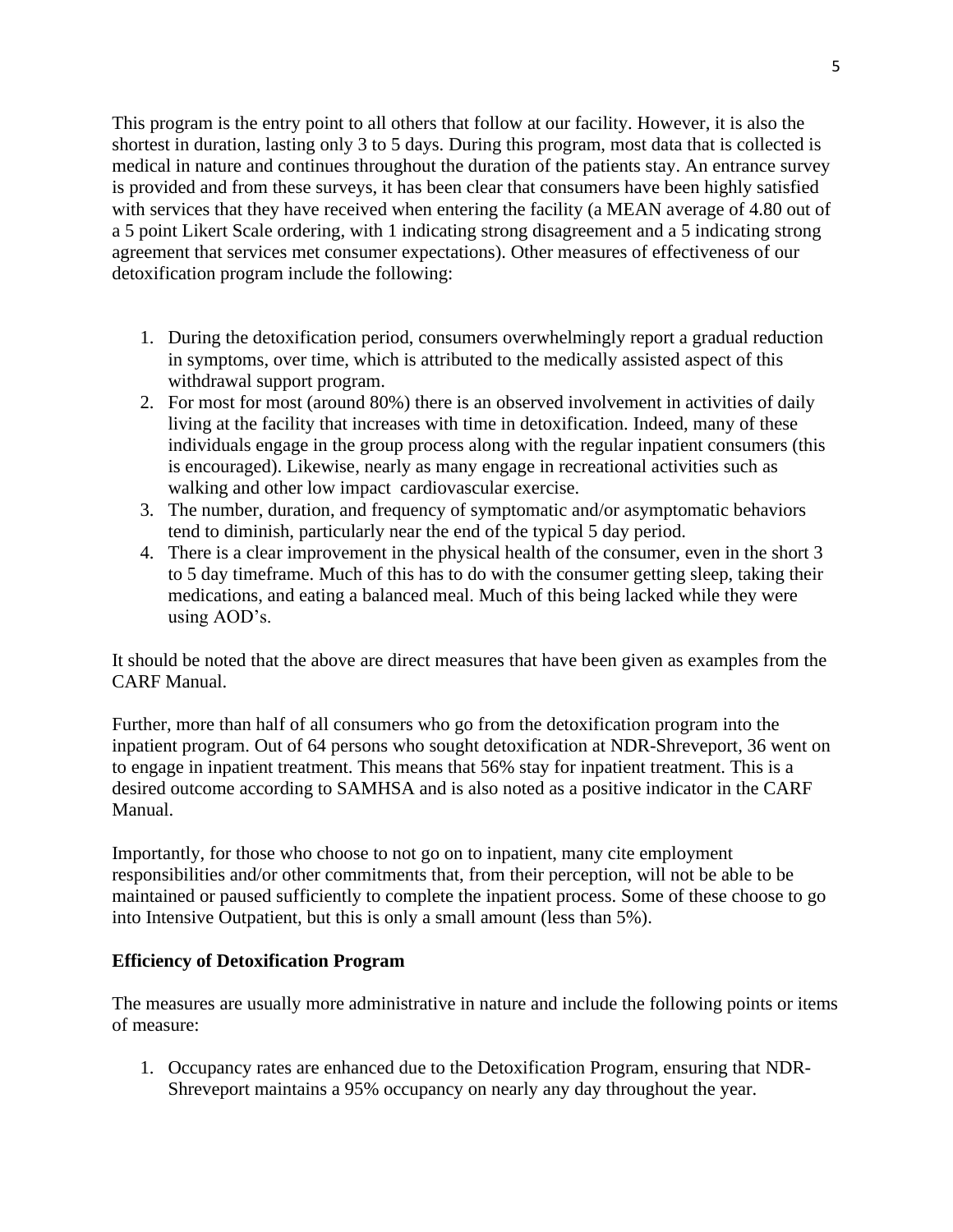This program is the entry point to all others that follow at our facility. However, it is also the shortest in duration, lasting only 3 to 5 days. During this program, most data that is collected is medical in nature and continues throughout the duration of the patients stay. An entrance survey is provided and from these surveys, it has been clear that consumers have been highly satisfied with services that they have received when entering the facility (a MEAN average of 4.80 out of a 5 point Likert Scale ordering, with 1 indicating strong disagreement and a 5 indicating strong agreement that services met consumer expectations). Other measures of effectiveness of our detoxification program include the following:

1. During the detoxification period, consumers overwhelmingly report a gradual reduction in symptoms, over time, which is attributed to the medically assisted aspect of this withdrawal support program.
2. For most for most (around 80%) there is an observed involvement in activities of daily living at the facility that increases with time in detoxification. Indeed, many of these individuals engage in the group process along with the regular inpatient consumers (this is encouraged). Likewise, nearly as many engage in recreational activities such as walking and other low impact cardiovascular exercise.
3. The number, duration, and frequency of symptomatic and/or asymptomatic behaviors tend to diminish, particularly near the end of the typical 5 day period.
4. There is a clear improvement in the physical health of the consumer, even in the short 3 to 5 day timeframe. Much of this has to do with the consumer getting sleep, taking their medications, and eating a balanced meal. Much of this being lacked while they were using AOD's.

It should be noted that the above are direct measures that have been given as examples from the CARF Manual.

Further, more than half of all consumers who go from the detoxification program into the inpatient program. Out of 64 persons who sought detoxification at NDR-Shreveport, 36 went on to engage in inpatient treatment. This means that 56% stay for inpatient treatment. This is a desired outcome according to SAMHSA and is also noted as a positive indicator in the CARF Manual.

Importantly, for those who choose to not go on to inpatient, many cite employment responsibilities and/or other commitments that, from their perception, will not be able to be maintained or paused sufficiently to complete the inpatient process. Some of these choose to go into Intensive Outpatient, but this is only a small amount (less than 5%).

**Efficiency of Detoxification Program**

The measures are usually more administrative in nature and include the following points or items of measure:

1. Occupancy rates are enhanced due to the Detoxification Program, ensuring that NDR-Shreveport maintains a 95% occupancy on nearly any day throughout the year.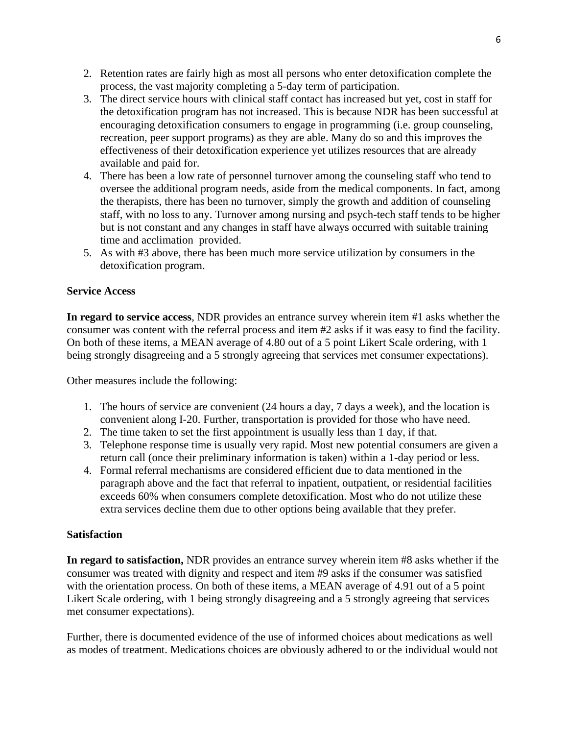2. Retention rates are fairly high as most all persons who enter detoxification complete the process, the vast majority completing a 5-day term of participation.
3. The direct service hours with clinical staff contact has increased but yet, cost in staff for the detoxification program has not increased. This is because NDR has been successful at encouraging detoxification consumers to engage in programming (i.e. group counseling, recreation, peer support programs) as they are able. Many do so and this improves the effectiveness of their detoxification experience yet utilizes resources that are already available and paid for.
4. There has been a low rate of personnel turnover among the counseling staff who tend to oversee the additional program needs, aside from the medical components. In fact, among the therapists, there has been no turnover, simply the growth and addition of counseling staff, with no loss to any. Turnover among nursing and psych-tech staff tends to be higher but is not constant and any changes in staff have always occurred with suitable training time and acclimation provided.
5. As with #3 above, there has been much more service utilization by consumers in the detoxification program.

**Service Access**

**In regard to service access**, NDR provides an entrance survey wherein item #1 asks whether the consumer was content with the referral process and item #2 asks if it was easy to find the facility. On both of these items, a MEAN average of 4.80 out of a 5 point Likert Scale ordering, with 1 being strongly disagreeing and a 5 strongly agreeing that services met consumer expectations).

Other measures include the following:

1. The hours of service are convenient (24 hours a day, 7 days a week), and the location is convenient along I-20. Further, transportation is provided for those who have need.
2. The time taken to set the first appointment is usually less than 1 day, if that.
3. Telephone response time is usually very rapid. Most new potential consumers are given a return call (once their preliminary information is taken) within a 1-day period or less.
4. Formal referral mechanisms are considered efficient due to data mentioned in the paragraph above and the fact that referral to inpatient, outpatient, or residential facilities exceeds 60% when consumers complete detoxification. Most who do not utilize these extra services decline them due to other options being available that they prefer.

**Satisfaction**

**In regard to satisfaction,** NDR provides an entrance survey wherein item #8 asks whether if the consumer was treated with dignity and respect and item #9 asks if the consumer was satisfied with the orientation process. On both of these items, a MEAN average of 4.91 out of a 5 point Likert Scale ordering, with 1 being strongly disagreeing and a 5 strongly agreeing that services met consumer expectations).

Further, there is documented evidence of the use of informed choices about medications as well as modes of treatment. Medications choices are obviously adhered to or the individual would not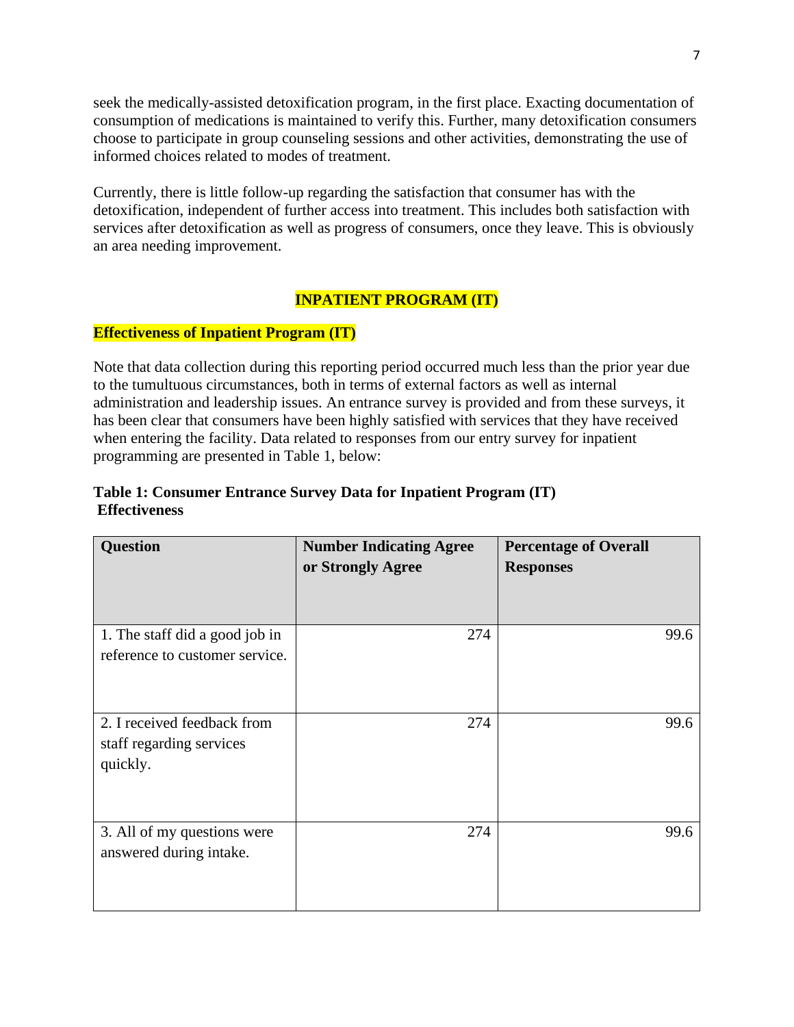seek the medically-assisted detoxification program, in the first place. Exacting documentation of consumption of medications is maintained to verify this. Further, many detoxification consumers choose to participate in group counseling sessions and other activities, demonstrating the use of informed choices related to modes of treatment.

Currently, there is little follow-up regarding the satisfaction that consumer has with the detoxification, independent of further access into treatment. This includes both satisfaction with services after detoxification as well as progress of consumers, once they leave. This is obviously an area needing improvement.

## INPATIENT PROGRAM (IT)

### Effectiveness of Inpatient Program (IT)

Note that data collection during this reporting period occurred much less than the prior year due to the tumultuous circumstances, both in terms of external factors as well as internal administration and leadership issues. An entrance survey is provided and from these surveys, it has been clear that consumers have been highly satisfied with services that they have received when entering the facility. Data related to responses from our entry survey for inpatient programming are presented in Table 1, below:

**Table 1: Consumer Entrance Survey Data for Inpatient Program (IT) Effectiveness**

| Question | Number Indicating Agree or Strongly Agree | Percentage of Overall Responses |
|---|---:|---:|
| 1. The staff did a good job in reference to customer service. | 274 | 99.6 |
| 2. I received feedback from staff regarding services quickly. | 274 | 99.6 |
| 3. All of my questions were answered during intake. | 274 | 99.6 |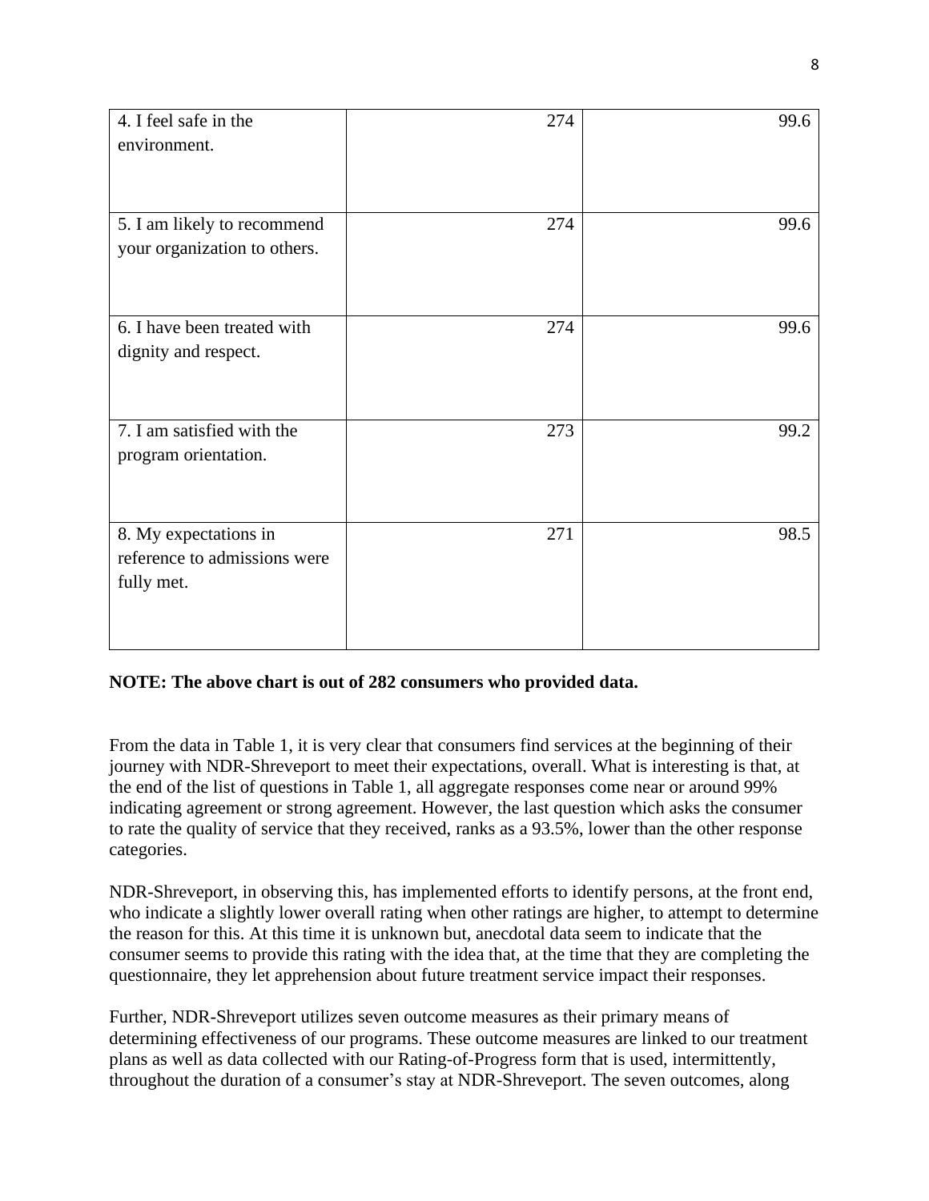| | | |
|---|---|---|
| 4. I feel safe in the environment. | 274 | 99.6 |
| 5. I am likely to recommend your organization to others. | 274 | 99.6 |
| 6. I have been treated with dignity and respect. | 274 | 99.6 |
| 7. I am satisfied with the program orientation. | 273 | 99.2 |
| 8. My expectations in reference to admissions were fully met. | 271 | 98.5 |

**NOTE: The above chart is out of 282 consumers who provided data.**

From the data in Table 1, it is very clear that consumers find services at the beginning of their journey with NDR-Shreveport to meet their expectations, overall. What is interesting is that, at the end of the list of questions in Table 1, all aggregate responses come near or around 99% indicating agreement or strong agreement. However, the last question which asks the consumer to rate the quality of service that they received, ranks as a 93.5%, lower than the other response categories.

NDR-Shreveport, in observing this, has implemented efforts to identify persons, at the front end, who indicate a slightly lower overall rating when other ratings are higher, to attempt to determine the reason for this. At this time it is unknown but, anecdotal data seem to indicate that the consumer seems to provide this rating with the idea that, at the time that they are completing the questionnaire, they let apprehension about future treatment service impact their responses.

Further, NDR-Shreveport utilizes seven outcome measures as their primary means of determining effectiveness of our programs. These outcome measures are linked to our treatment plans as well as data collected with our Rating-of-Progress form that is used, intermittently, throughout the duration of a consumer's stay at NDR-Shreveport. The seven outcomes, along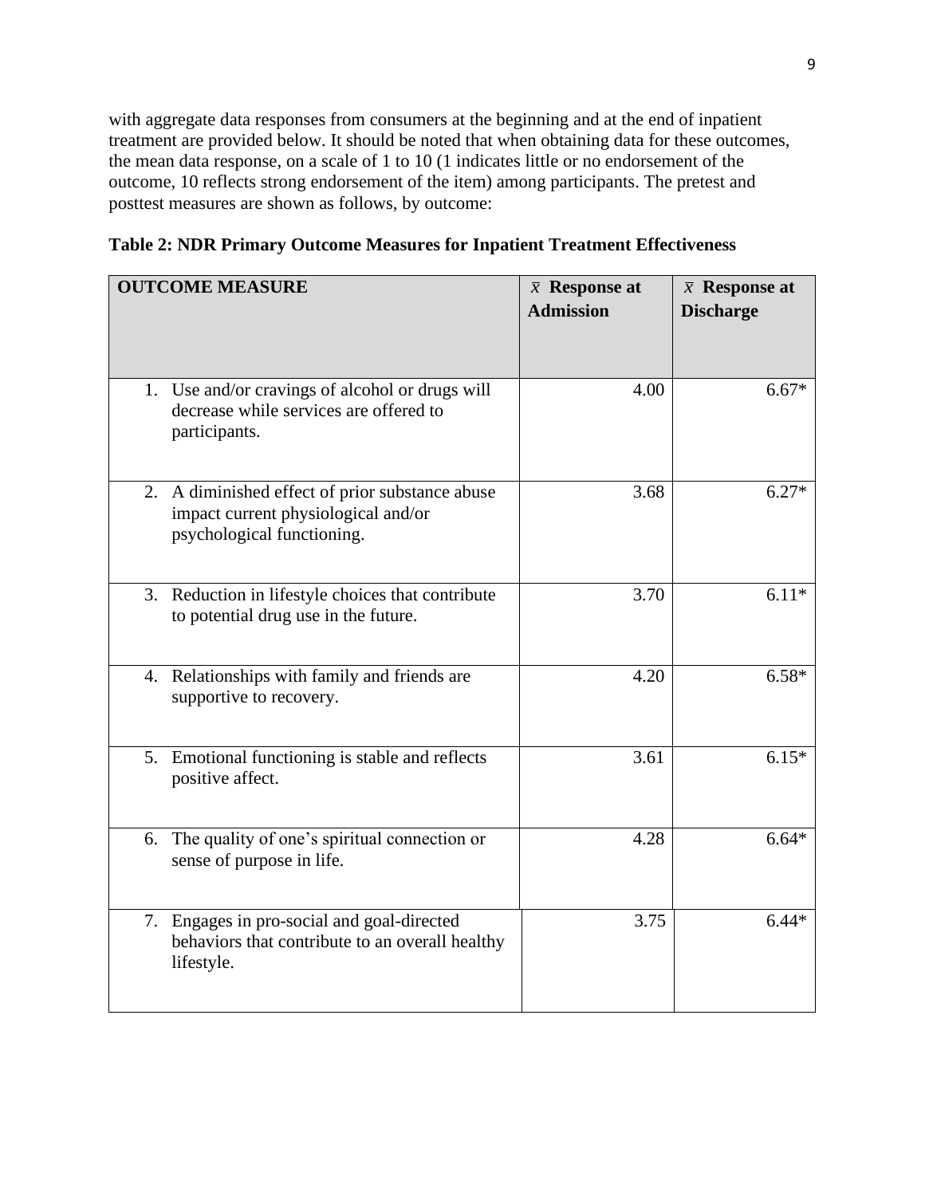with aggregate data responses from consumers at the beginning and at the end of inpatient treatment are provided below. It should be noted that when obtaining data for these outcomes, the mean data response, on a scale of 1 to 10 (1 indicates little or no endorsement of the outcome, 10 reflects strong endorsement of the item) among participants. The pretest and posttest measures are shown as follows, by outcome:

**Table 2: NDR Primary Outcome Measures for Inpatient Treatment Effectiveness**

| OUTCOME MEASURE | $\bar{x}$ Response at Admission | $\bar{x}$ Response at Discharge |
|---|---|---|
| 1. Use and/or cravings of alcohol or drugs will decrease while services are offered to participants. | 4.00 | 6.67* |
| 2. A diminished effect of prior substance abuse impact current physiological and/or psychological functioning. | 3.68 | 6.27* |
| 3. Reduction in lifestyle choices that contribute to potential drug use in the future. | 3.70 | 6.11* |
| 4. Relationships with family and friends are supportive to recovery. | 4.20 | 6.58* |
| 5. Emotional functioning is stable and reflects positive affect. | 3.61 | 6.15* |
| 6. The quality of one's spiritual connection or sense of purpose in life. | 4.28 | 6.64* |
| 7. Engages in pro-social and goal-directed behaviors that contribute to an overall healthy lifestyle. | 3.75 | 6.44* |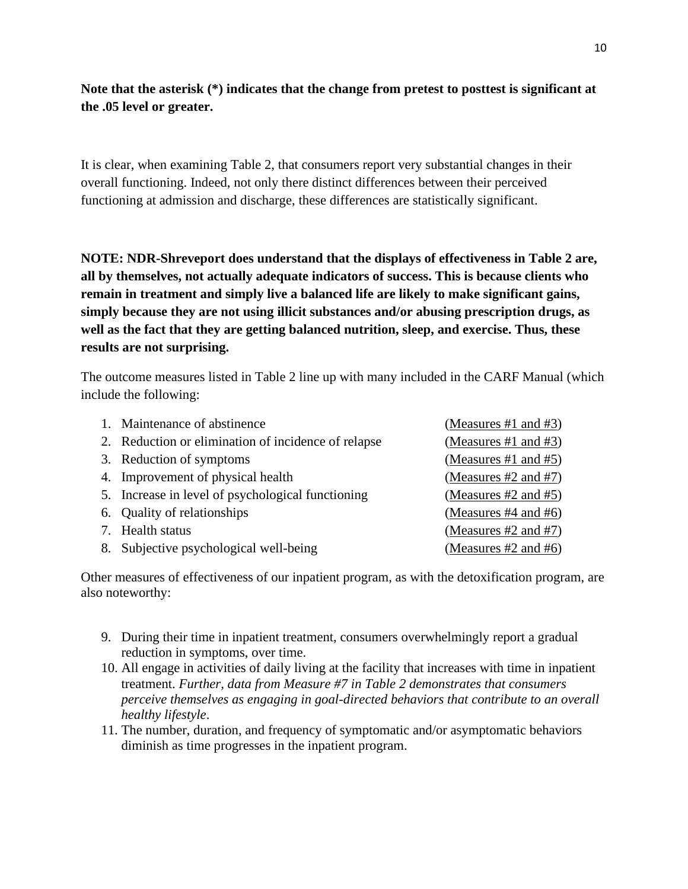**Note that the asterisk (*) indicates that the change from pretest to posttest is significant at the .05 level or greater.**

It is clear, when examining Table 2, that consumers report very substantial changes in their overall functioning. Indeed, not only there distinct differences between their perceived functioning at admission and discharge, these differences are statistically significant.

**NOTE: NDR-Shreveport does understand that the displays of effectiveness in Table 2 are, all by themselves, not actually adequate indicators of success. This is because clients who remain in treatment and simply live a balanced life are likely to make significant gains, simply because they are not using illicit substances and/or abusing prescription drugs, as well as the fact that they are getting balanced nutrition, sleep, and exercise. Thus, these results are not surprising.**

The outcome measures listed in Table 2 line up with many included in the CARF Manual (which include the following:

1. Maintenance of abstinence (Measures #1 and #3)
2. Reduction or elimination of incidence of relapse (Measures #1 and #3)
3. Reduction of symptoms (Measures #1 and #5)
4. Improvement of physical health (Measures #2 and #7)
5. Increase in level of psychological functioning (Measures #2 and #5)
6. Quality of relationships (Measures #4 and #6)
7. Health status (Measures #2 and #7)
8. Subjective psychological well-being (Measures #2 and #6)

Other measures of effectiveness of our inpatient program, as with the detoxification program, are also noteworthy:

9. During their time in inpatient treatment, consumers overwhelmingly report a gradual reduction in symptoms, over time.
10. All engage in activities of daily living at the facility that increases with time in inpatient treatment. *Further, data from Measure #7 in Table 2 demonstrates that consumers perceive themselves as engaging in goal-directed behaviors that contribute to an overall healthy lifestyle*.
11. The number, duration, and frequency of symptomatic and/or asymptomatic behaviors diminish as time progresses in the inpatient program.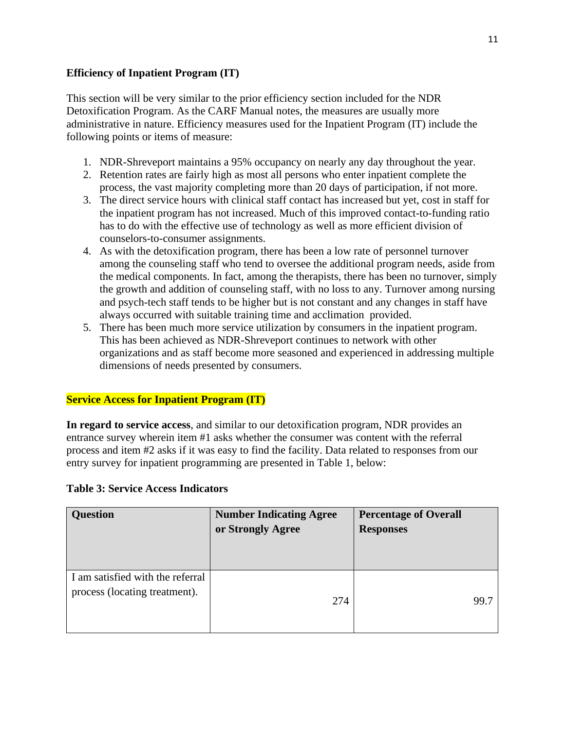**Efficiency of Inpatient Program (IT)**

This section will be very similar to the prior efficiency section included for the NDR Detoxification Program. As the CARF Manual notes, the measures are usually more administrative in nature. Efficiency measures used for the Inpatient Program (IT) include the following points or items of measure:

1. NDR-Shreveport maintains a 95% occupancy on nearly any day throughout the year.
2. Retention rates are fairly high as most all persons who enter inpatient complete the process, the vast majority completing more than 20 days of participation, if not more.
3. The direct service hours with clinical staff contact has increased but yet, cost in staff for the inpatient program has not increased. Much of this improved contact-to-funding ratio has to do with the effective use of technology as well as more efficient division of counselors-to-consumer assignments.
4. As with the detoxification program, there has been a low rate of personnel turnover among the counseling staff who tend to oversee the additional program needs, aside from the medical components. In fact, among the therapists, there has been no turnover, simply the growth and addition of counseling staff, with no loss to any. Turnover among nursing and psych-tech staff tends to be higher but is not constant and any changes in staff have always occurred with suitable training time and acclimation provided.
5. There has been much more service utilization by consumers in the inpatient program. This has been achieved as NDR-Shreveport continues to network with other organizations and as staff become more seasoned and experienced in addressing multiple dimensions of needs presented by consumers.

**Service Access for Inpatient Program (IT)**

**In regard to service access**, and similar to our detoxification program, NDR provides an entrance survey wherein item #1 asks whether the consumer was content with the referral process and item #2 asks if it was easy to find the facility. Data related to responses from our entry survey for inpatient programming are presented in Table 1, below:

**Table 3: Service Access Indicators**

| Question | Number Indicating Agree or Strongly Agree | Percentage of Overall Responses |
|---|---|---|
| I am satisfied with the referral process (locating treatment). | 274 | 99.7 |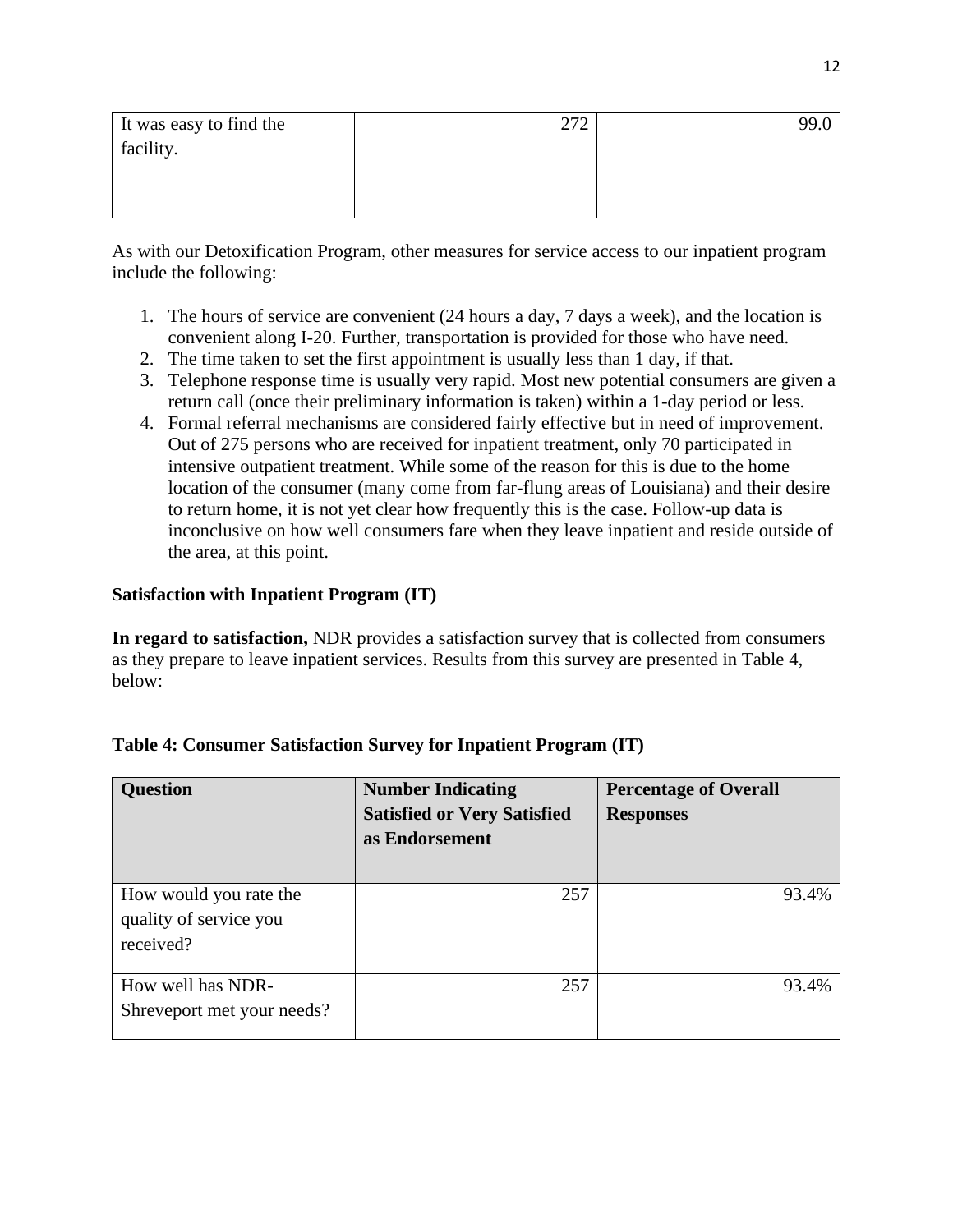| It was easy to find the facility. | 272 | 99.0 |
|---|---|---|

As with our Detoxification Program, other measures for service access to our inpatient program include the following:

1. The hours of service are convenient (24 hours a day, 7 days a week), and the location is convenient along I-20. Further, transportation is provided for those who have need.
2. The time taken to set the first appointment is usually less than 1 day, if that.
3. Telephone response time is usually very rapid. Most new potential consumers are given a return call (once their preliminary information is taken) within a 1-day period or less.
4. Formal referral mechanisms are considered fairly effective but in need of improvement. Out of 275 persons who are received for inpatient treatment, only 70 participated in intensive outpatient treatment. While some of the reason for this is due to the home location of the consumer (many come from far-flung areas of Louisiana) and their desire to return home, it is not yet clear how frequently this is the case. Follow-up data is inconclusive on how well consumers fare when they leave inpatient and reside outside of the area, at this point.

**Satisfaction with Inpatient Program (IT)**

**In regard to satisfaction,** NDR provides a satisfaction survey that is collected from consumers as they prepare to leave inpatient services. Results from this survey are presented in Table 4, below:

**Table 4: Consumer Satisfaction Survey for Inpatient Program (IT)**

| Question | Number Indicating Satisfied or Very Satisfied as Endorsement | Percentage of Overall Responses |
|---|---|---|
| How would you rate the quality of service you received? | 257 | 93.4% |
| How well has NDR-Shreveport met your needs? | 257 | 93.4% |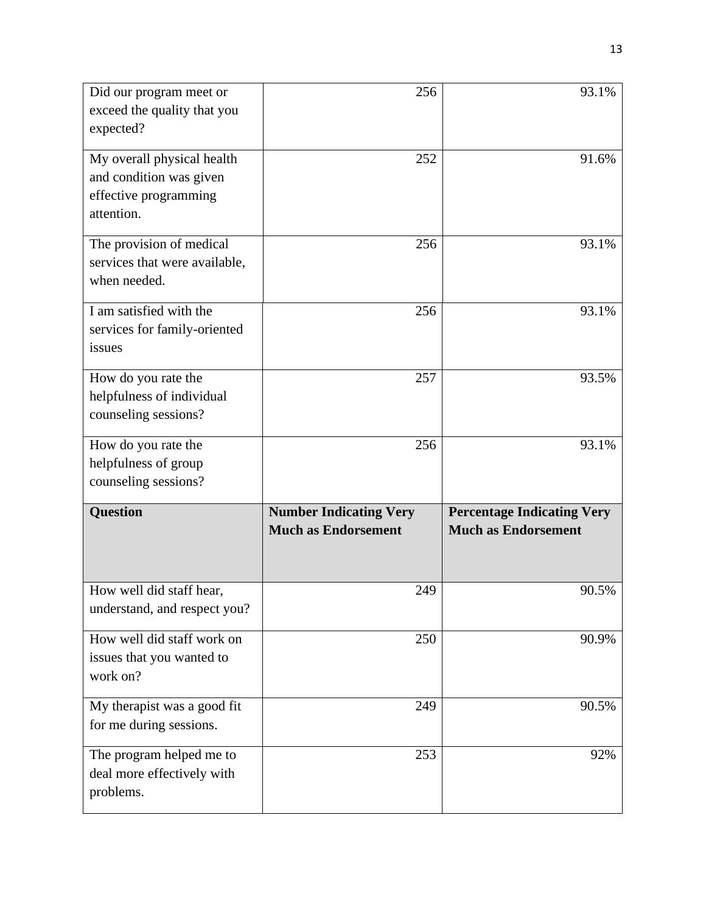| | | |
|---|---|---|
| Did our program meet or exceed the quality that you expected? | 256 | 93.1% |
| My overall physical health and condition was given effective programming attention. | 252 | 91.6% |
| The provision of medical services that were available, when needed. | 256 | 93.1% |
| I am satisfied with the services for family-oriented issues | 256 | 93.1% |
| How do you rate the helpfulness of individual counseling sessions? | 257 | 93.5% |
| How do you rate the helpfulness of group counseling sessions? | 256 | 93.1% |

| **Question** | **Number Indicating Very Much as Endorsement** | **Percentage Indicating Very Much as Endorsement** |
|---|---|---|
| How well did staff hear, understand, and respect you? | 249 | 90.5% |
| How well did staff work on issues that you wanted to work on? | 250 | 90.9% |
| My therapist was a good fit for me during sessions. | 249 | 90.5% |
| The program helped me to deal more effectively with problems. | 253 | 92% |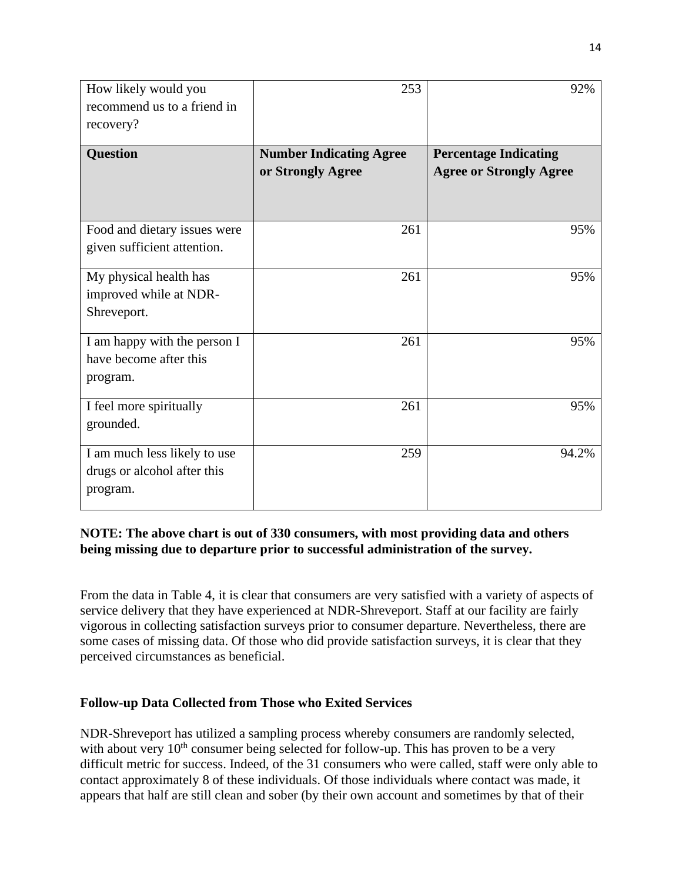| How likely would you recommend us to a friend in recovery? | 253 | 92% |
|---|---|---|
| **Question** | **Number Indicating Agree or Strongly Agree** | **Percentage Indicating Agree or Strongly Agree** |
| Food and dietary issues were given sufficient attention. | 261 | 95% |
| My physical health has improved while at NDR-Shreveport. | 261 | 95% |
| I am happy with the person I have become after this program. | 261 | 95% |
| I feel more spiritually grounded. | 261 | 95% |
| I am much less likely to use drugs or alcohol after this program. | 259 | 94.2% |

**NOTE: The above chart is out of 330 consumers, with most providing data and others being missing due to departure prior to successful administration of the survey.**

From the data in Table 4, it is clear that consumers are very satisfied with a variety of aspects of service delivery that they have experienced at NDR-Shreveport. Staff at our facility are fairly vigorous in collecting satisfaction surveys prior to consumer departure. Nevertheless, there are some cases of missing data. Of those who did provide satisfaction surveys, it is clear that they perceived circumstances as beneficial.

**Follow-up Data Collected from Those who Exited Services**

NDR-Shreveport has utilized a sampling process whereby consumers are randomly selected, with about very 10th consumer being selected for follow-up. This has proven to be a very difficult metric for success. Indeed, of the 31 consumers who were called, staff were only able to contact approximately 8 of these individuals. Of those individuals where contact was made, it appears that half are still clean and sober (by their own account and sometimes by that of their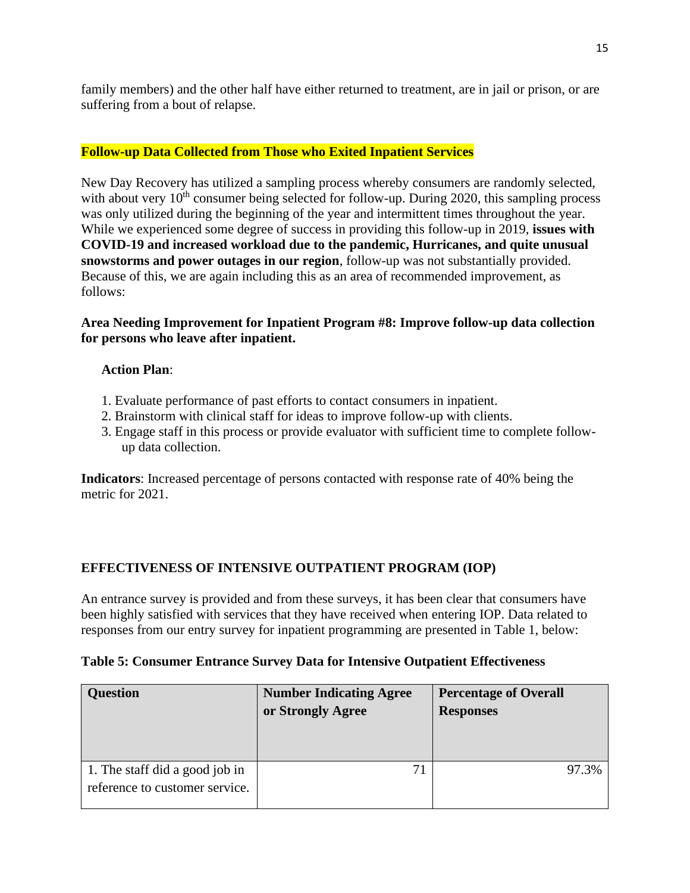family members) and the other half have either returned to treatment, are in jail or prison, or are suffering from a bout of relapse.

**Follow-up Data Collected from Those who Exited Inpatient Services**

New Day Recovery has utilized a sampling process whereby consumers are randomly selected, with about very 10th consumer being selected for follow-up. During 2020, this sampling process was only utilized during the beginning of the year and intermittent times throughout the year. While we experienced some degree of success in providing this follow-up in 2019, **issues with COVID-19 and increased workload due to the pandemic, Hurricanes, and quite unusual snowstorms and power outages in our region**, follow-up was not substantially provided. Because of this, we are again including this as an area of recommended improvement, as follows:

**Area Needing Improvement for Inpatient Program #8: Improve follow-up data collection for persons who leave after inpatient.**

**Action Plan**:

1. Evaluate performance of past efforts to contact consumers in inpatient.
2. Brainstorm with clinical staff for ideas to improve follow-up with clients.
3. Engage staff in this process or provide evaluator with sufficient time to complete follow-up data collection.

**Indicators**: Increased percentage of persons contacted with response rate of 40% being the metric for 2021.

## EFFECTIVENESS OF INTENSIVE OUTPATIENT PROGRAM (IOP)

An entrance survey is provided and from these surveys, it has been clear that consumers have been highly satisfied with services that they have received when entering IOP. Data related to responses from our entry survey for inpatient programming are presented in Table 1, below:

**Table 5: Consumer Entrance Survey Data for Intensive Outpatient Effectiveness**

| Question | Number Indicating Agree or Strongly Agree | Percentage of Overall Responses |
|---|---|---|
| 1. The staff did a good job in reference to customer service. | 71 | 97.3% |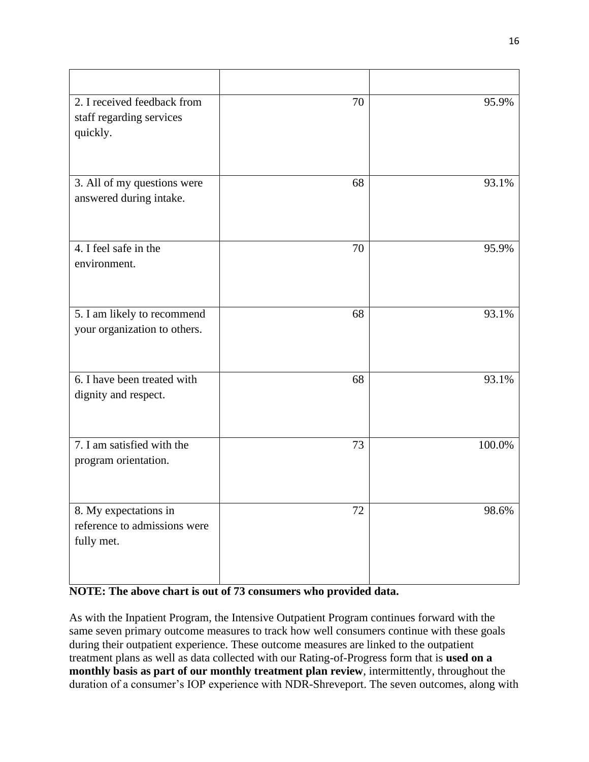| | | |
|---|---|---|
| 2. I received feedback from staff regarding services quickly. | 70 | 95.9% |
| 3. All of my questions were answered during intake. | 68 | 93.1% |
| 4. I feel safe in the environment. | 70 | 95.9% |
| 5. I am likely to recommend your organization to others. | 68 | 93.1% |
| 6. I have been treated with dignity and respect. | 68 | 93.1% |
| 7. I am satisfied with the program orientation. | 73 | 100.0% |
| 8. My expectations in reference to admissions were fully met. | 72 | 98.6% |

**NOTE: The above chart is out of 73 consumers who provided data.**

As with the Inpatient Program, the Intensive Outpatient Program continues forward with the same seven primary outcome measures to track how well consumers continue with these goals during their outpatient experience. These outcome measures are linked to the outpatient treatment plans as well as data collected with our Rating-of-Progress form that is **used on a monthly basis as part of our monthly treatment plan review**, intermittently, throughout the duration of a consumer's IOP experience with NDR-Shreveport. The seven outcomes, along with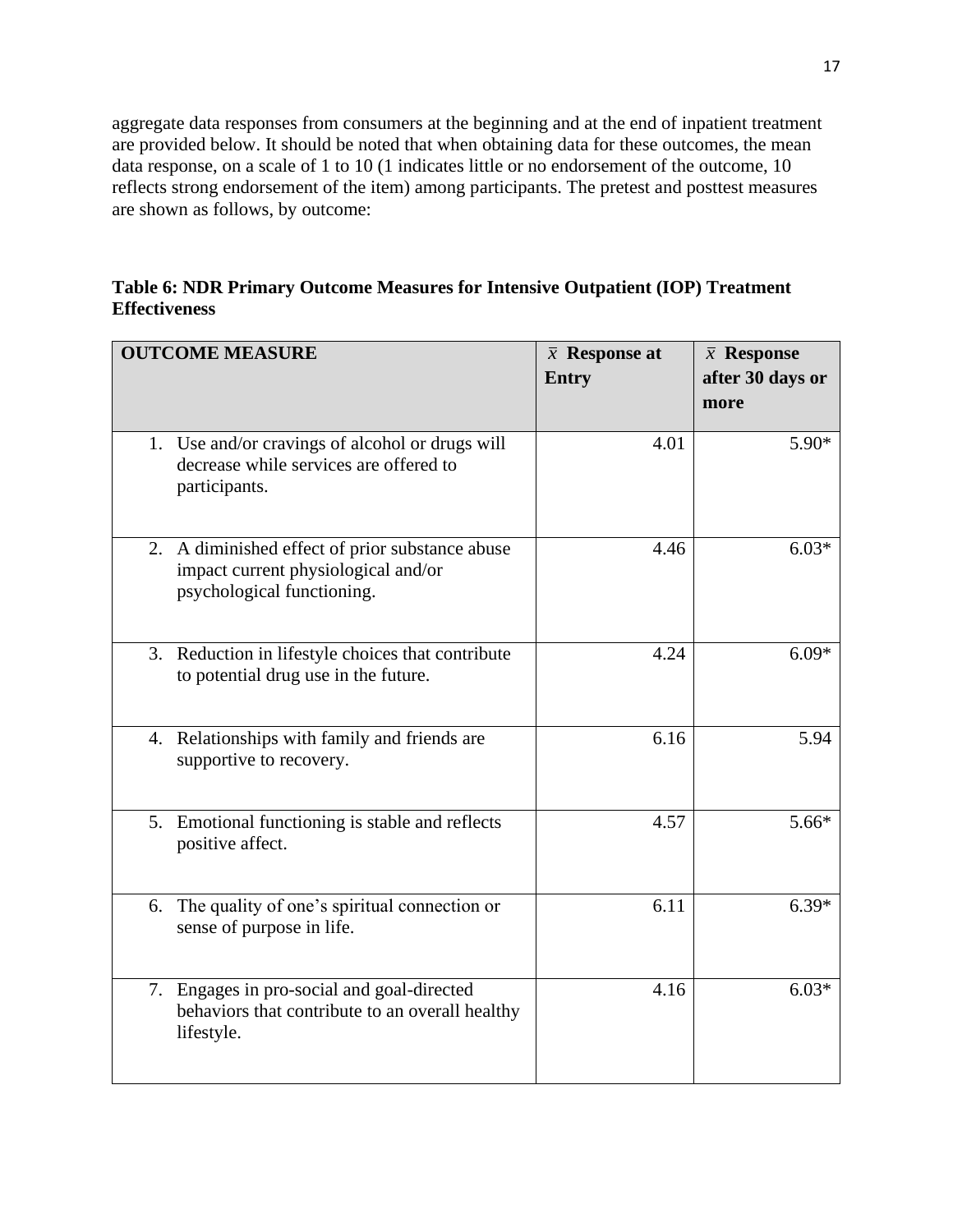aggregate data responses from consumers at the beginning and at the end of inpatient treatment are provided below. It should be noted that when obtaining data for these outcomes, the mean data response, on a scale of 1 to 10 (1 indicates little or no endorsement of the outcome, 10 reflects strong endorsement of the item) among participants. The pretest and posttest measures are shown as follows, by outcome:

**Table 6: NDR Primary Outcome Measures for Intensive Outpatient (IOP) Treatment Effectiveness**

| OUTCOME MEASURE | $\bar{x}$ Response at Entry | $\bar{x}$ Response after 30 days or more |
|---|---:|---:|
| 1. Use and/or cravings of alcohol or drugs will decrease while services are offered to participants. | 4.01 | 5.90* |
| 2. A diminished effect of prior substance abuse impact current physiological and/or psychological functioning. | 4.46 | 6.03* |
| 3. Reduction in lifestyle choices that contribute to potential drug use in the future. | 4.24 | 6.09* |
| 4. Relationships with family and friends are supportive to recovery. | 6.16 | 5.94 |
| 5. Emotional functioning is stable and reflects positive affect. | 4.57 | 5.66* |
| 6. The quality of one's spiritual connection or sense of purpose in life. | 6.11 | 6.39* |
| 7. Engages in pro-social and goal-directed behaviors that contribute to an overall healthy lifestyle. | 4.16 | 6.03* |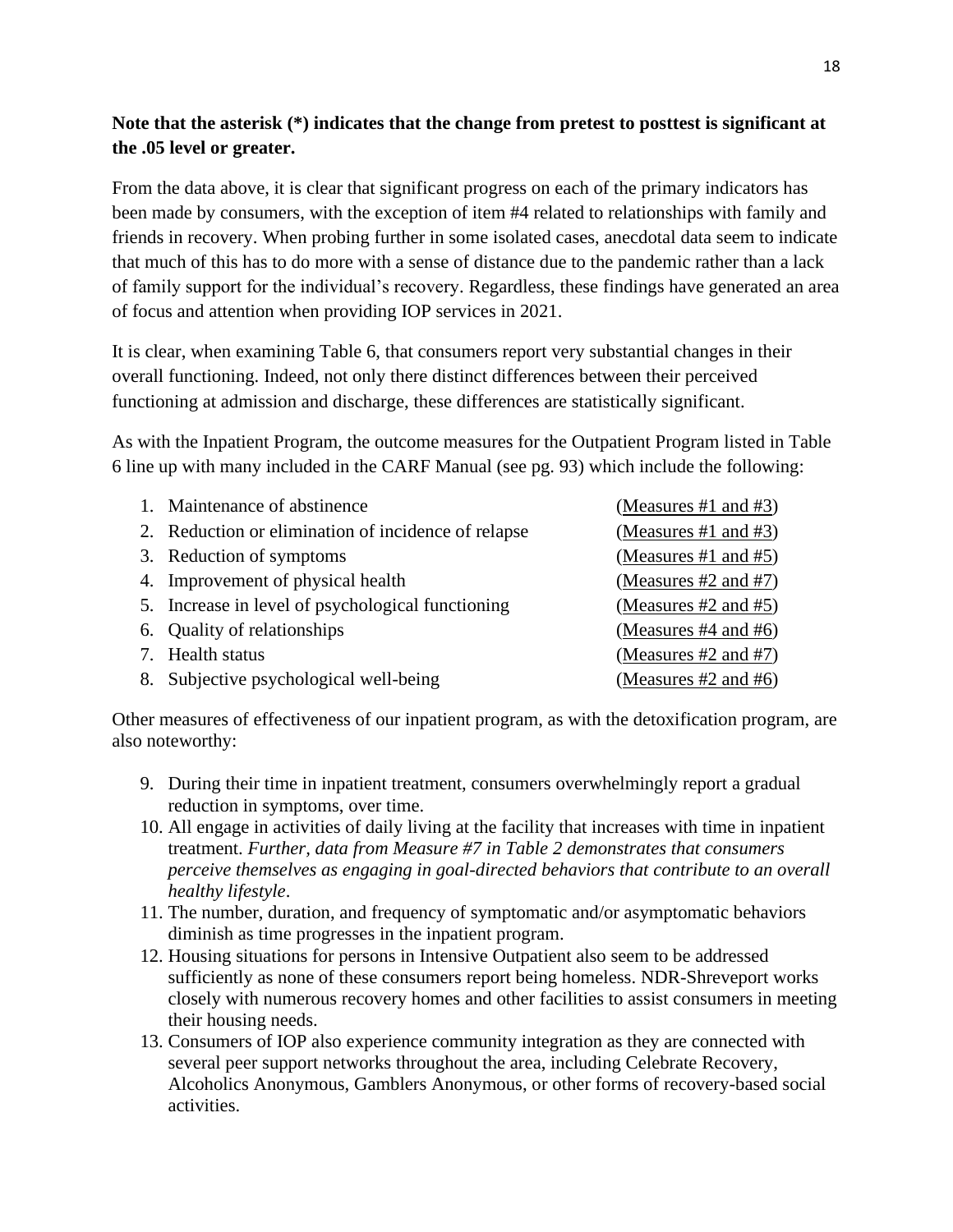**Note that the asterisk (*) indicates that the change from pretest to posttest is significant at the .05 level or greater.**

From the data above, it is clear that significant progress on each of the primary indicators has been made by consumers, with the exception of item #4 related to relationships with family and friends in recovery. When probing further in some isolated cases, anecdotal data seem to indicate that much of this has to do more with a sense of distance due to the pandemic rather than a lack of family support for the individual's recovery. Regardless, these findings have generated an area of focus and attention when providing IOP services in 2021.

It is clear, when examining Table 6, that consumers report very substantial changes in their overall functioning. Indeed, not only there distinct differences between their perceived functioning at admission and discharge, these differences are statistically significant.

As with the Inpatient Program, the outcome measures for the Outpatient Program listed in Table 6 line up with many included in the CARF Manual (see pg. 93) which include the following:

1. Maintenance of abstinence (Measures #1 and #3)
2. Reduction or elimination of incidence of relapse (Measures #1 and #3)
3. Reduction of symptoms (Measures #1 and #5)
4. Improvement of physical health (Measures #2 and #7)
5. Increase in level of psychological functioning (Measures #2 and #5)
6. Quality of relationships (Measures #4 and #6)
7. Health status (Measures #2 and #7)
8. Subjective psychological well-being (Measures #2 and #6)

Other measures of effectiveness of our inpatient program, as with the detoxification program, are also noteworthy:

9. During their time in inpatient treatment, consumers overwhelmingly report a gradual reduction in symptoms, over time.
10. All engage in activities of daily living at the facility that increases with time in inpatient treatment. *Further, data from Measure #7 in Table 2 demonstrates that consumers perceive themselves as engaging in goal-directed behaviors that contribute to an overall healthy lifestyle*.
11. The number, duration, and frequency of symptomatic and/or asymptomatic behaviors diminish as time progresses in the inpatient program.
12. Housing situations for persons in Intensive Outpatient also seem to be addressed sufficiently as none of these consumers report being homeless. NDR-Shreveport works closely with numerous recovery homes and other facilities to assist consumers in meeting their housing needs.
13. Consumers of IOP also experience community integration as they are connected with several peer support networks throughout the area, including Celebrate Recovery, Alcoholics Anonymous, Gamblers Anonymous, or other forms of recovery-based social activities.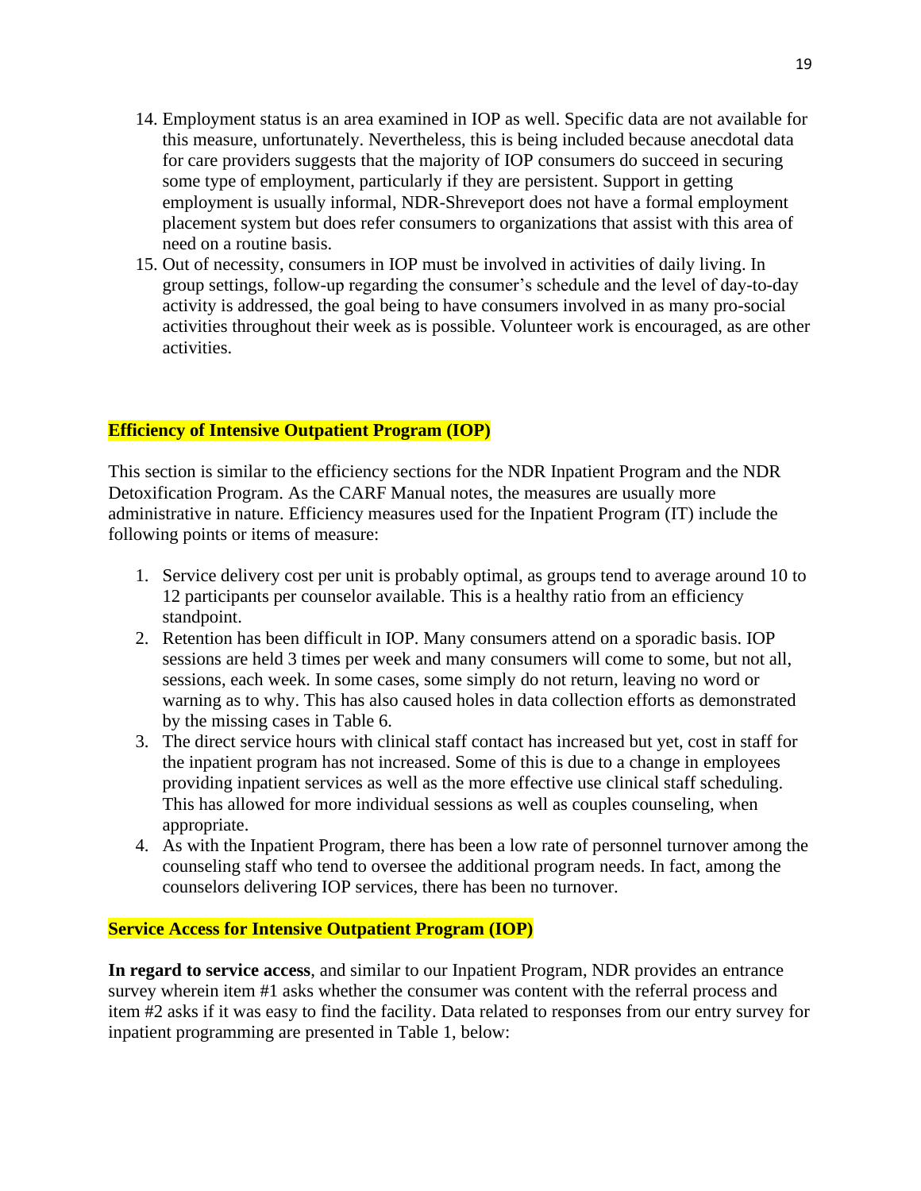14. Employment status is an area examined in IOP as well. Specific data are not available for this measure, unfortunately. Nevertheless, this is being included because anecdotal data for care providers suggests that the majority of IOP consumers do succeed in securing some type of employment, particularly if they are persistent. Support in getting employment is usually informal, NDR-Shreveport does not have a formal employment placement system but does refer consumers to organizations that assist with this area of need on a routine basis.
15. Out of necessity, consumers in IOP must be involved in activities of daily living. In group settings, follow-up regarding the consumer's schedule and the level of day-to-day activity is addressed, the goal being to have consumers involved in as many pro-social activities throughout their week as is possible. Volunteer work is encouraged, as are other activities.

**Efficiency of Intensive Outpatient Program (IOP)**

This section is similar to the efficiency sections for the NDR Inpatient Program and the NDR Detoxification Program. As the CARF Manual notes, the measures are usually more administrative in nature. Efficiency measures used for the Inpatient Program (IT) include the following points or items of measure:

1. Service delivery cost per unit is probably optimal, as groups tend to average around 10 to 12 participants per counselor available. This is a healthy ratio from an efficiency standpoint.
2. Retention has been difficult in IOP. Many consumers attend on a sporadic basis. IOP sessions are held 3 times per week and many consumers will come to some, but not all, sessions, each week. In some cases, some simply do not return, leaving no word or warning as to why. This has also caused holes in data collection efforts as demonstrated by the missing cases in Table 6.
3. The direct service hours with clinical staff contact has increased but yet, cost in staff for the inpatient program has not increased. Some of this is due to a change in employees providing inpatient services as well as the more effective use clinical staff scheduling. This has allowed for more individual sessions as well as couples counseling, when appropriate.
4. As with the Inpatient Program, there has been a low rate of personnel turnover among the counseling staff who tend to oversee the additional program needs. In fact, among the counselors delivering IOP services, there has been no turnover.

**Service Access for Intensive Outpatient Program (IOP)**

**In regard to service access**, and similar to our Inpatient Program, NDR provides an entrance survey wherein item #1 asks whether the consumer was content with the referral process and item #2 asks if it was easy to find the facility. Data related to responses from our entry survey for inpatient programming are presented in Table 1, below: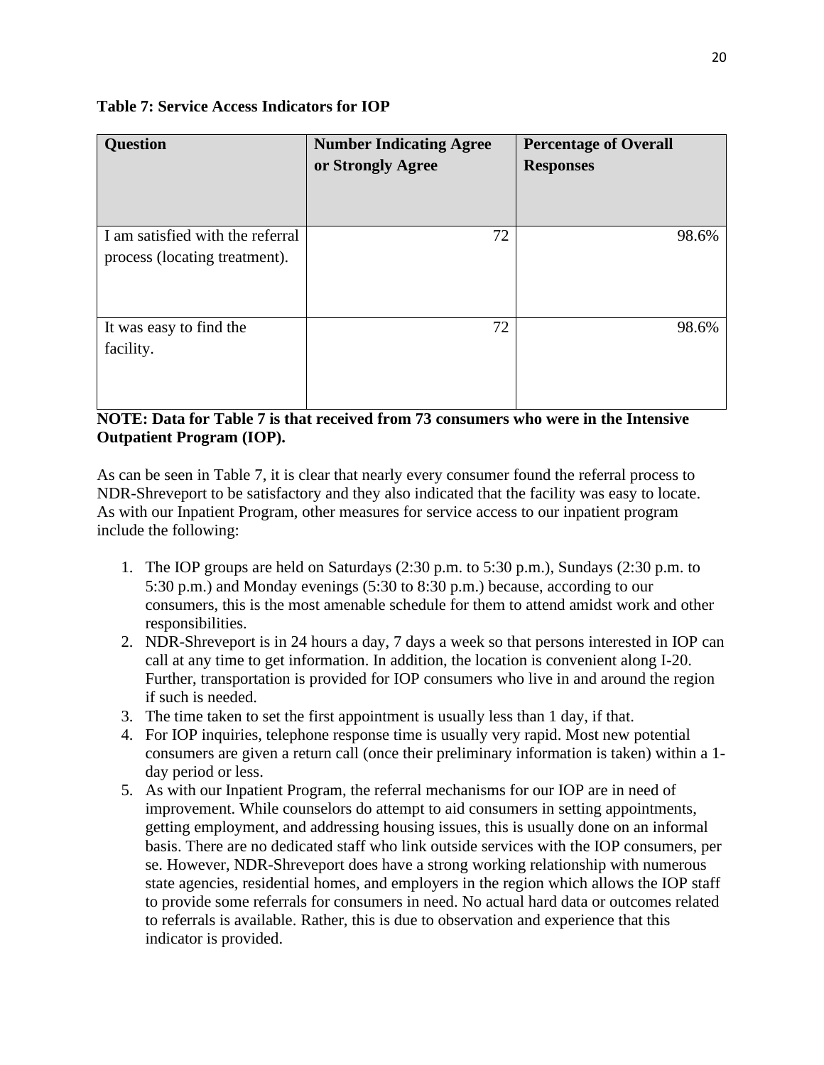**Table 7: Service Access Indicators for IOP**

| Question | Number Indicating Agree or Strongly Agree | Percentage of Overall Responses |
|---|---|---|
| I am satisfied with the referral process (locating treatment). | 72 | 98.6% |
| It was easy to find the facility. | 72 | 98.6% |

**NOTE: Data for Table 7 is that received from 73 consumers who were in the Intensive Outpatient Program (IOP).**

As can be seen in Table 7, it is clear that nearly every consumer found the referral process to NDR-Shreveport to be satisfactory and they also indicated that the facility was easy to locate. As with our Inpatient Program, other measures for service access to our inpatient program include the following:

1. The IOP groups are held on Saturdays (2:30 p.m. to 5:30 p.m.), Sundays (2:30 p.m. to 5:30 p.m.) and Monday evenings (5:30 to 8:30 p.m.) because, according to our consumers, this is the most amenable schedule for them to attend amidst work and other responsibilities.
2. NDR-Shreveport is in 24 hours a day, 7 days a week so that persons interested in IOP can call at any time to get information. In addition, the location is convenient along I-20. Further, transportation is provided for IOP consumers who live in and around the region if such is needed.
3. The time taken to set the first appointment is usually less than 1 day, if that.
4. For IOP inquiries, telephone response time is usually very rapid. Most new potential consumers are given a return call (once their preliminary information is taken) within a 1-day period or less.
5. As with our Inpatient Program, the referral mechanisms for our IOP are in need of improvement. While counselors do attempt to aid consumers in setting appointments, getting employment, and addressing housing issues, this is usually done on an informal basis. There are no dedicated staff who link outside services with the IOP consumers, per se. However, NDR-Shreveport does have a strong working relationship with numerous state agencies, residential homes, and employers in the region which allows the IOP staff to provide some referrals for consumers in need. No actual hard data or outcomes related to referrals is available. Rather, this is due to observation and experience that this indicator is provided.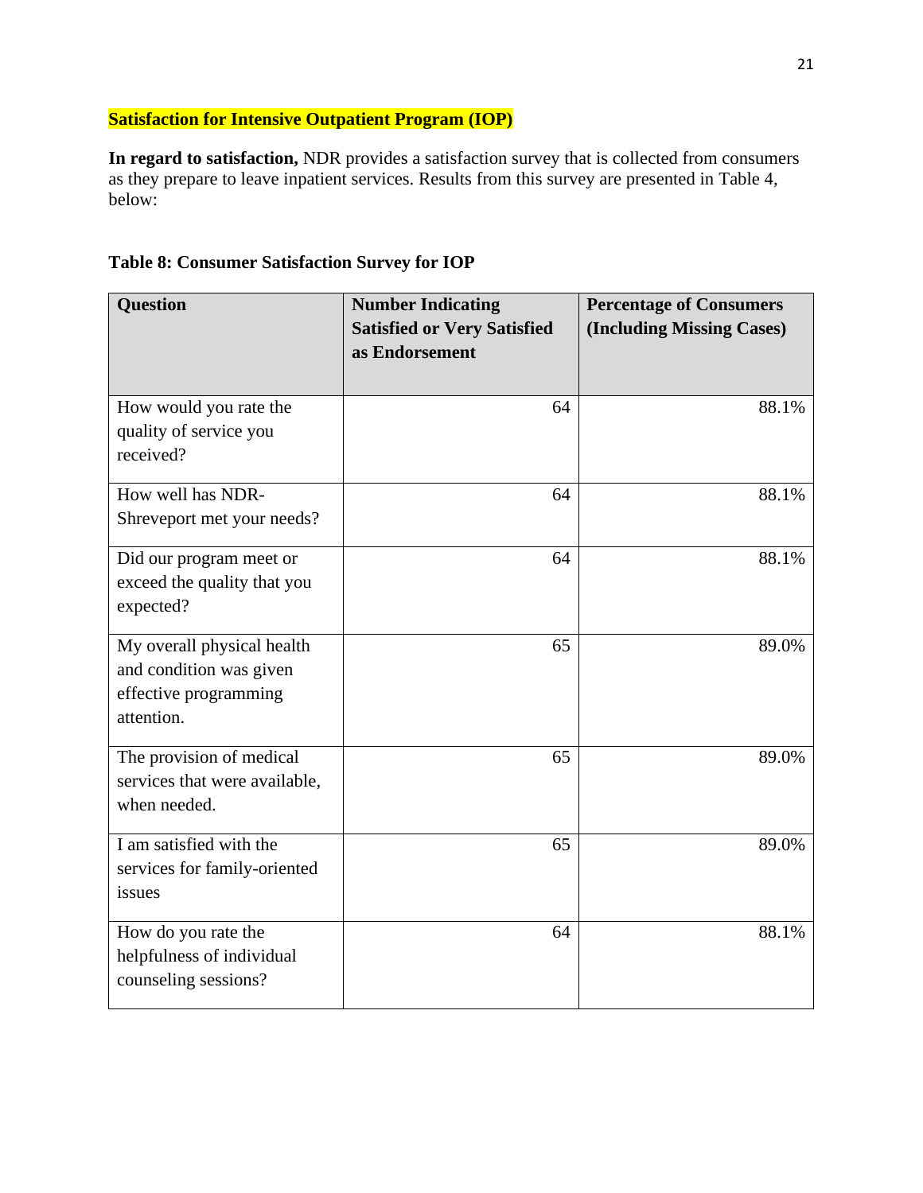**Satisfaction for Intensive Outpatient Program (IOP)**

**In regard to satisfaction,** NDR provides a satisfaction survey that is collected from consumers as they prepare to leave inpatient services. Results from this survey are presented in Table 4, below:

**Table 8: Consumer Satisfaction Survey for IOP**

| Question | Number Indicating Satisfied or Very Satisfied as Endorsement | Percentage of Consumers (Including Missing Cases) |
|---|---|---|
| How would you rate the quality of service you received? | 64 | 88.1% |
| How well has NDR-Shreveport met your needs? | 64 | 88.1% |
| Did our program meet or exceed the quality that you expected? | 64 | 88.1% |
| My overall physical health and condition was given effective programming attention. | 65 | 89.0% |
| The provision of medical services that were available, when needed. | 65 | 89.0% |
| I am satisfied with the services for family-oriented issues | 65 | 89.0% |
| How do you rate the helpfulness of individual counseling sessions? | 64 | 88.1% |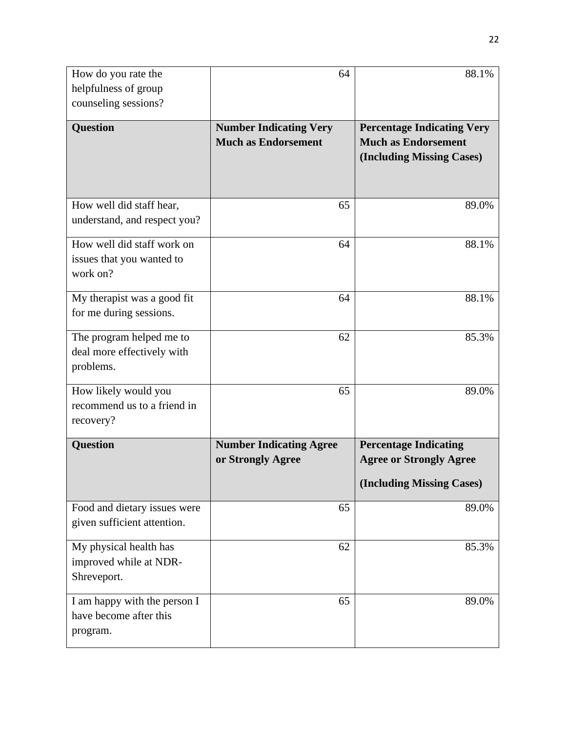| How do you rate the helpfulness of group counseling sessions? | 64 | 88.1% |
|---|---|---|
| **Question** | **Number Indicating Very Much as Endorsement** | **Percentage Indicating Very Much as Endorsement (Including Missing Cases)** |
| How well did staff hear, understand, and respect you? | 65 | 89.0% |
| How well did staff work on issues that you wanted to work on? | 64 | 88.1% |
| My therapist was a good fit for me during sessions. | 64 | 88.1% |
| The program helped me to deal more effectively with problems. | 62 | 85.3% |
| How likely would you recommend us to a friend in recovery? | 65 | 89.0% |
| **Question** | **Number Indicating Agree or Strongly Agree** | **Percentage Indicating Agree or Strongly Agree (Including Missing Cases)** |
| Food and dietary issues were given sufficient attention. | 65 | 89.0% |
| My physical health has improved while at NDR-Shreveport. | 62 | 85.3% |
| I am happy with the person I have become after this program. | 65 | 89.0% |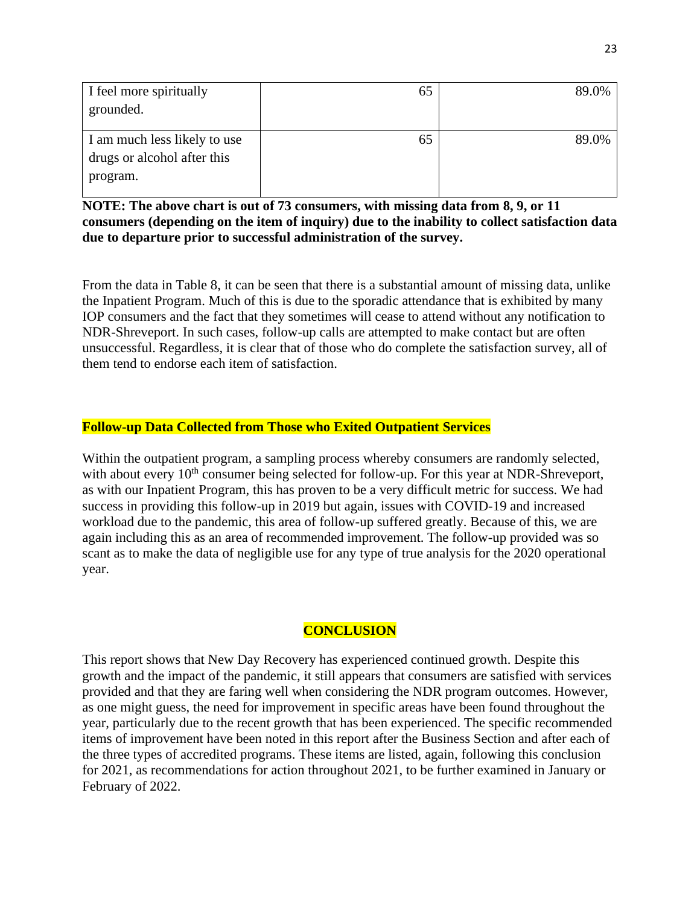| | | |
|---|---|---|
| I feel more spiritually grounded. | 65 | 89.0% |
| I am much less likely to use drugs or alcohol after this program. | 65 | 89.0% |

**NOTE: The above chart is out of 73 consumers, with missing data from 8, 9, or 11 consumers (depending on the item of inquiry) due to the inability to collect satisfaction data due to departure prior to successful administration of the survey.**

From the data in Table 8, it can be seen that there is a substantial amount of missing data, unlike the Inpatient Program. Much of this is due to the sporadic attendance that is exhibited by many IOP consumers and the fact that they sometimes will cease to attend without any notification to NDR-Shreveport. In such cases, follow-up calls are attempted to make contact but are often unsuccessful. Regardless, it is clear that of those who do complete the satisfaction survey, all of them tend to endorse each item of satisfaction.

**Follow-up Data Collected from Those who Exited Outpatient Services**

Within the outpatient program, a sampling process whereby consumers are randomly selected, with about every 10th consumer being selected for follow-up. For this year at NDR-Shreveport, as with our Inpatient Program, this has proven to be a very difficult metric for success. We had success in providing this follow-up in 2019 but again, issues with COVID-19 and increased workload due to the pandemic, this area of follow-up suffered greatly. Because of this, we are again including this as an area of recommended improvement. The follow-up provided was so scant as to make the data of negligible use for any type of true analysis for the 2020 operational year.

## CONCLUSION

This report shows that New Day Recovery has experienced continued growth. Despite this growth and the impact of the pandemic, it still appears that consumers are satisfied with services provided and that they are faring well when considering the NDR program outcomes. However, as one might guess, the need for improvement in specific areas have been found throughout the year, particularly due to the recent growth that has been experienced. The specific recommended items of improvement have been noted in this report after the Business Section and after each of the three types of accredited programs. These items are listed, again, following this conclusion for 2021, as recommendations for action throughout 2021, to be further examined in January or February of 2022.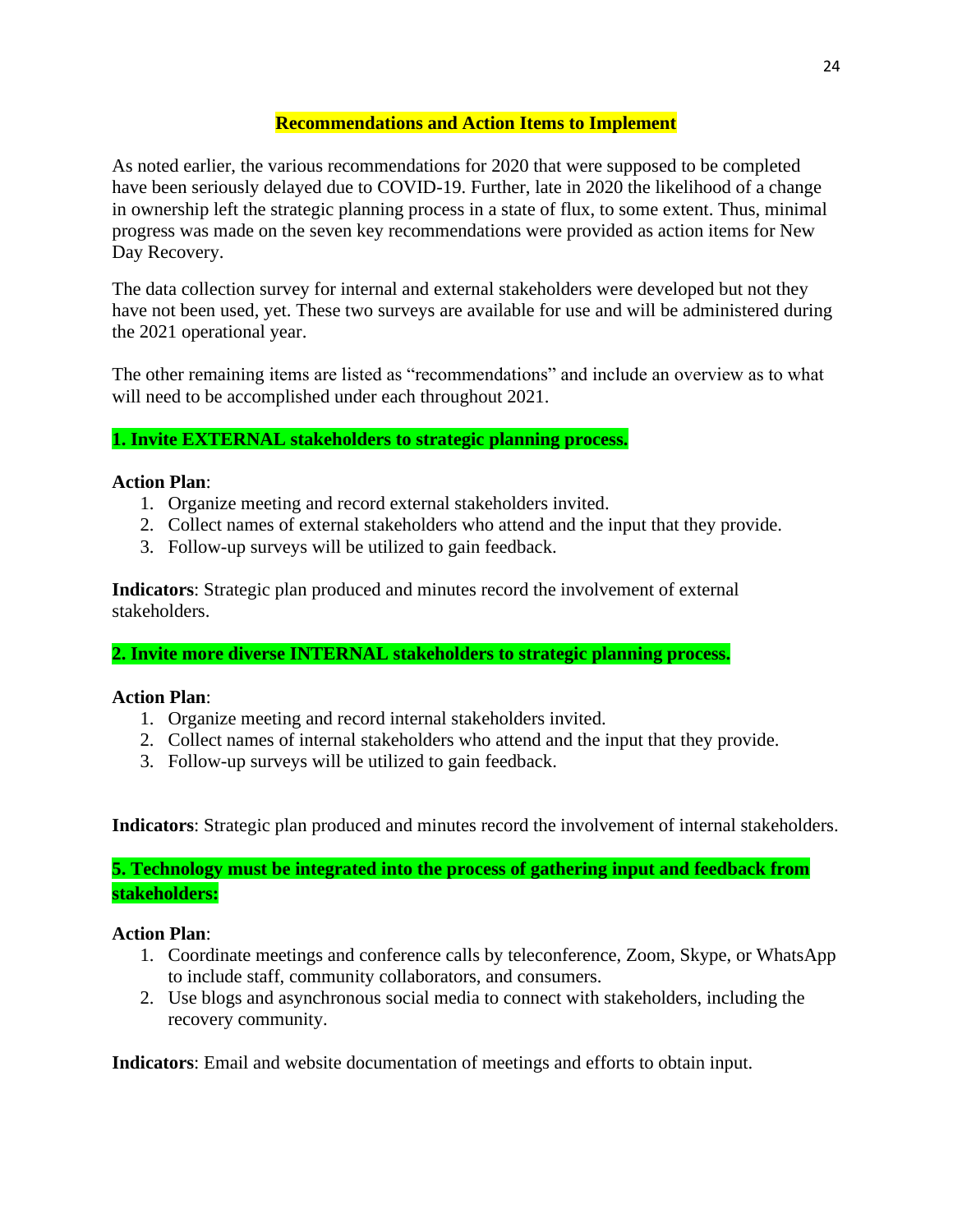## Recommendations and Action Items to Implement

As noted earlier, the various recommendations for 2020 that were supposed to be completed have been seriously delayed due to COVID-19. Further, late in 2020 the likelihood of a change in ownership left the strategic planning process in a state of flux, to some extent. Thus, minimal progress was made on the seven key recommendations were provided as action items for New Day Recovery.

The data collection survey for internal and external stakeholders were developed but not they have not been used, yet. These two surveys are available for use and will be administered during the 2021 operational year.

The other remaining items are listed as "recommendations" and include an overview as to what will need to be accomplished under each throughout 2021.

### 1. Invite EXTERNAL stakeholders to strategic planning process.

**Action Plan**:

1. Organize meeting and record external stakeholders invited.
2. Collect names of external stakeholders who attend and the input that they provide.
3. Follow-up surveys will be utilized to gain feedback.

**Indicators**: Strategic plan produced and minutes record the involvement of external stakeholders.

### 2. Invite more diverse INTERNAL stakeholders to strategic planning process.

**Action Plan**:

1. Organize meeting and record internal stakeholders invited.
2. Collect names of internal stakeholders who attend and the input that they provide.
3. Follow-up surveys will be utilized to gain feedback.

**Indicators**: Strategic plan produced and minutes record the involvement of internal stakeholders.

### 5. Technology must be integrated into the process of gathering input and feedback from stakeholders:

**Action Plan**:

1. Coordinate meetings and conference calls by teleconference, Zoom, Skype, or WhatsApp to include staff, community collaborators, and consumers.
2. Use blogs and asynchronous social media to connect with stakeholders, including the recovery community.

**Indicators**: Email and website documentation of meetings and efforts to obtain input.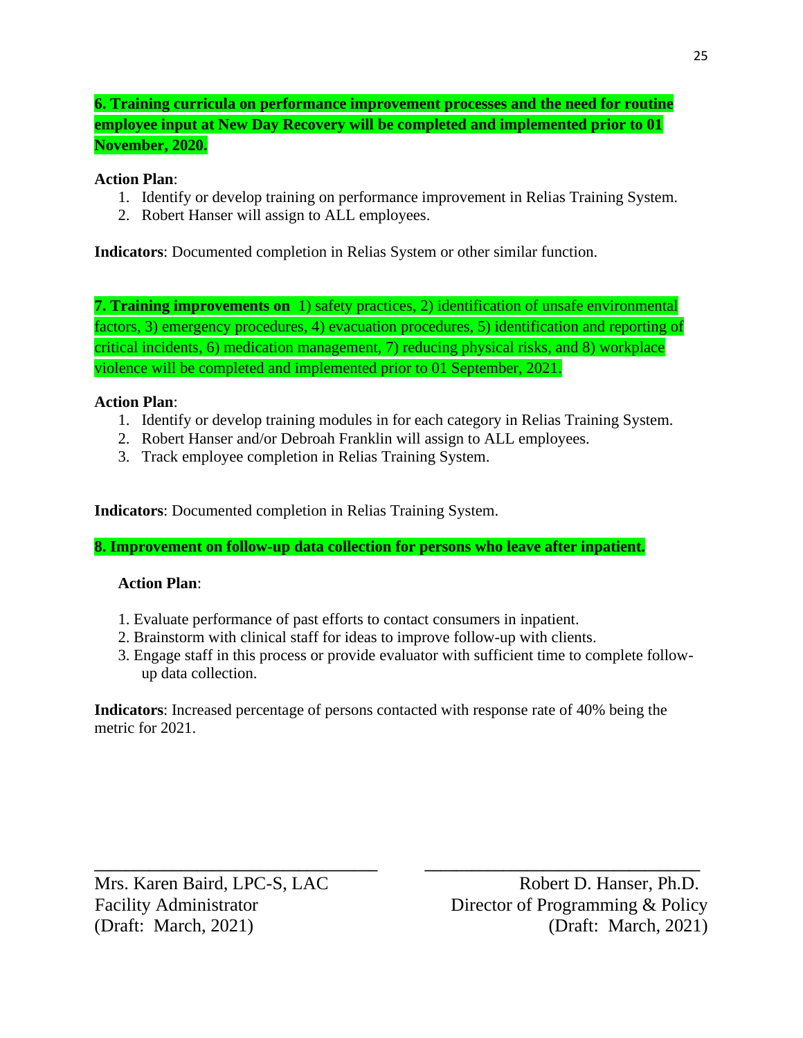**6. Training curricula on performance improvement processes and the need for routine employee input at New Day Recovery will be completed and implemented prior to 01 November, 2020.**

**Action Plan**:

1. Identify or develop training on performance improvement in Relias Training System.
2. Robert Hanser will assign to ALL employees.

**Indicators**: Documented completion in Relias System or other similar function.

**7. Training improvements on** 1) safety practices, 2) identification of unsafe environmental factors, 3) emergency procedures, 4) evacuation procedures, 5) identification and reporting of critical incidents, 6) medication management, 7) reducing physical risks, and 8) workplace violence will be completed and implemented prior to 01 September, 2021.

**Action Plan**:

1. Identify or develop training modules in for each category in Relias Training System.
2. Robert Hanser and/or Debroah Franklin will assign to ALL employees.
3. Track employee completion in Relias Training System.

**Indicators**: Documented completion in Relias Training System.

**8. Improvement on follow-up data collection for persons who leave after inpatient.**

**Action Plan**:

1. Evaluate performance of past efforts to contact consumers in inpatient.
2. Brainstorm with clinical staff for ideas to improve follow-up with clients.
3. Engage staff in this process or provide evaluator with sufficient time to complete follow-up data collection.

**Indicators**: Increased percentage of persons contacted with response rate of 40% being the metric for 2021.

\_\_\_\_\_\_\_\_\_\_\_\_\_\_\_\_\_\_\_\_\_\_\_\_\_\_\_\_\_\_\_\_
Mrs. Karen Baird, LPC-S, LAC
Facility Administrator
(Draft: March, 2021)

\_\_\_\_\_\_\_\_\_\_\_\_\_\_\_\_\_\_\_\_\_\_\_\_\_\_\_\_\_\_\_\_
Robert D. Hanser, Ph.D.
Director of Programming & Policy
(Draft: March, 2021)